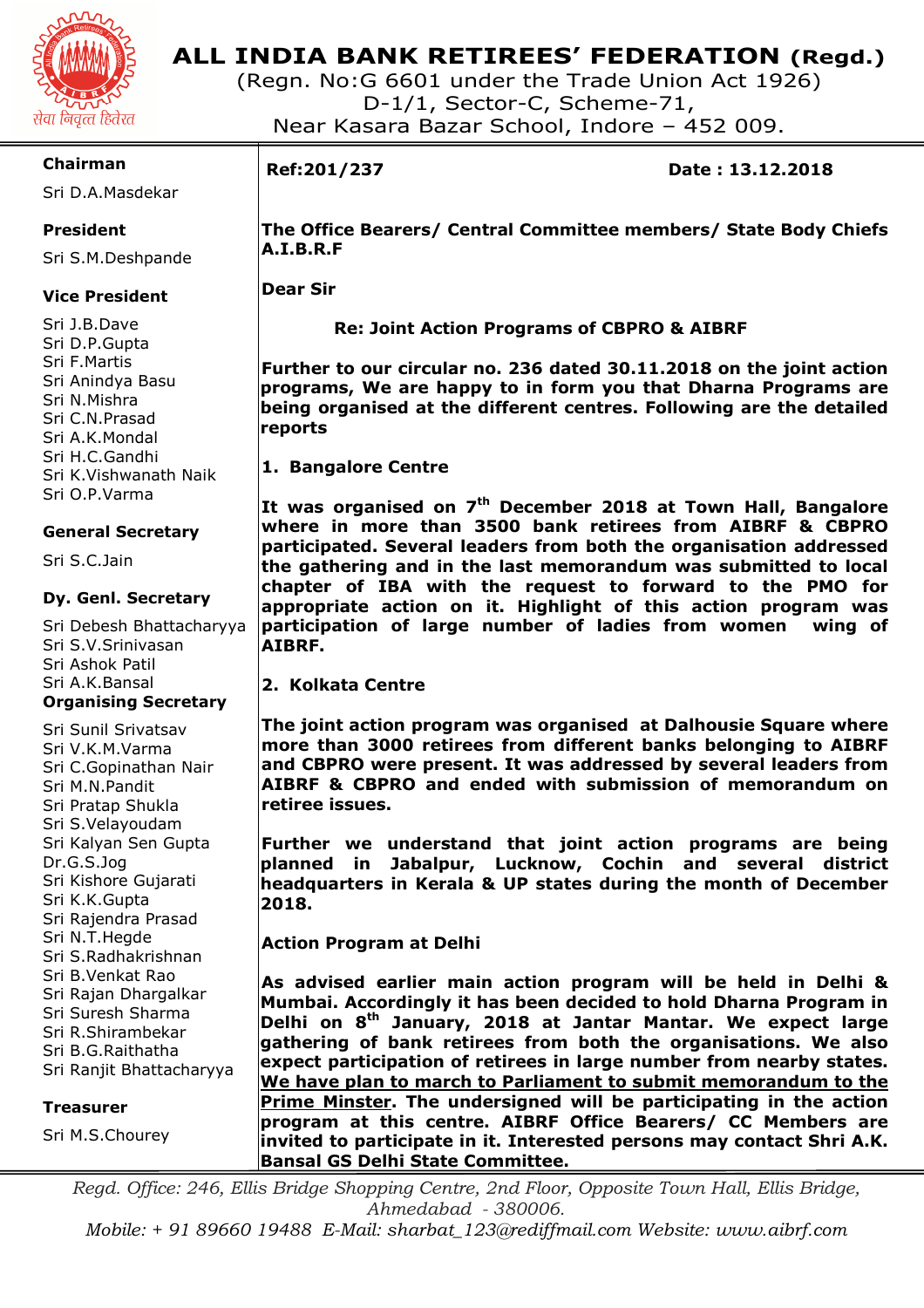# ALL INDIA BANK RETIREES' FEDERATION (Regd.)

(Regn. No:G 6601 under the Trade Union Act 1926)
D-1/1, Sector-C, Scheme-71,
Near Kasara Bazar School, Indore – 452 009.

सेवा निवृत्त हितरत

**Chairman**
Sri D.A.Masdekar

**President**
Sri S.M.Deshpande

**Vice President**
Sri J.B.Dave
Sri D.P.Gupta
Sri F.Martis
Sri Anindya Basu
Sri N.Mishra
Sri C.N.Prasad
Sri A.K.Mondal
Sri H.C.Gandhi
Sri K.Vishwanath Naik
Sri O.P.Varma

**General Secretary**
Sri S.C.Jain

**Dy. Genl. Secretary**
Sri Debesh Bhattacharyya
Sri S.V.Srinivasan
Sri Ashok Patil
Sri A.K.Bansal

**Organising Secretary**
Sri Sunil Srivatsav
Sri V.K.M.Varma
Sri C.Gopinathan Nair
Sri M.N.Pandit
Sri Pratap Shukla
Sri S.Velayoudam
Sri Kalyan Sen Gupta
Dr.G.S.Jog
Sri Kishore Gujarati
Sri K.K.Gupta
Sri Rajendra Prasad
Sri N.T.Hegde
Sri S.Radhakrishnan
Sri B.Venkat Rao
Sri Rajan Dhargalkar
Sri Suresh Sharma
Sri R.Shirambekar
Sri B.G.Raithatha
Sri Ranjit Bhattacharyya

**Treasurer**
Sri M.S.Chourey

---

**Ref:201/237** **Date : 13.12.2018**

**The Office Bearers/ Central Committee members/ State Body Chiefs A.I.B.R.F**

**Dear Sir**

**Re: Joint Action Programs of CBPRO & AIBRF**

**Further to our circular no. 236 dated 30.11.2018 on the joint action programs, We are happy to in form you that Dharna Programs are being organised at the different centres. Following are the detailed reports**

**1. Bangalore Centre**

**It was organised on 7th December 2018 at Town Hall, Bangalore where in more than 3500 bank retirees from AIBRF & CBPRO participated. Several leaders from both the organisation addressed the gathering and in the last memorandum was submitted to local chapter of IBA with the request to forward to the PMO for appropriate action on it. Highlight of this action program was participation of large number of ladies from women wing of AIBRF.**

**2. Kolkata Centre**

**The joint action program was organised at Dalhousie Square where more than 3000 retirees from different banks belonging to AIBRF and CBPRO were present. It was addressed by several leaders from AIBRF & CBPRO and ended with submission of memorandum on retiree issues.**

**Further we understand that joint action programs are being planned in Jabalpur, Lucknow, Cochin and several district headquarters in Kerala & UP states during the month of December 2018.**

**Action Program at Delhi**

**As advised earlier main action program will be held in Delhi & Mumbai. Accordingly it has been decided to hold Dharna Program in Delhi on 8th January, 2018 at Jantar Mantar. We expect large gathering of bank retirees from both the organisations. We also expect participation of retirees in large number from nearby states. <u>We have plan to march to Parliament to submit memorandum to the Prime Minster</u>. The undersigned will be participating in the action program at this centre. AIBRF Office Bearers/ CC Members are invited to participate in it. Interested persons may contact Shri A.K. Bansal GS Delhi State Committee.**

---

*Regd. Office: 246, Ellis Bridge Shopping Centre, 2nd Floor, Opposite Town Hall, Ellis Bridge, Ahmedabad - 380006.*
*Mobile: + 91 89660 19488 E-Mail: sharbat_123@rediffmail.com Website: www.aibrf.com*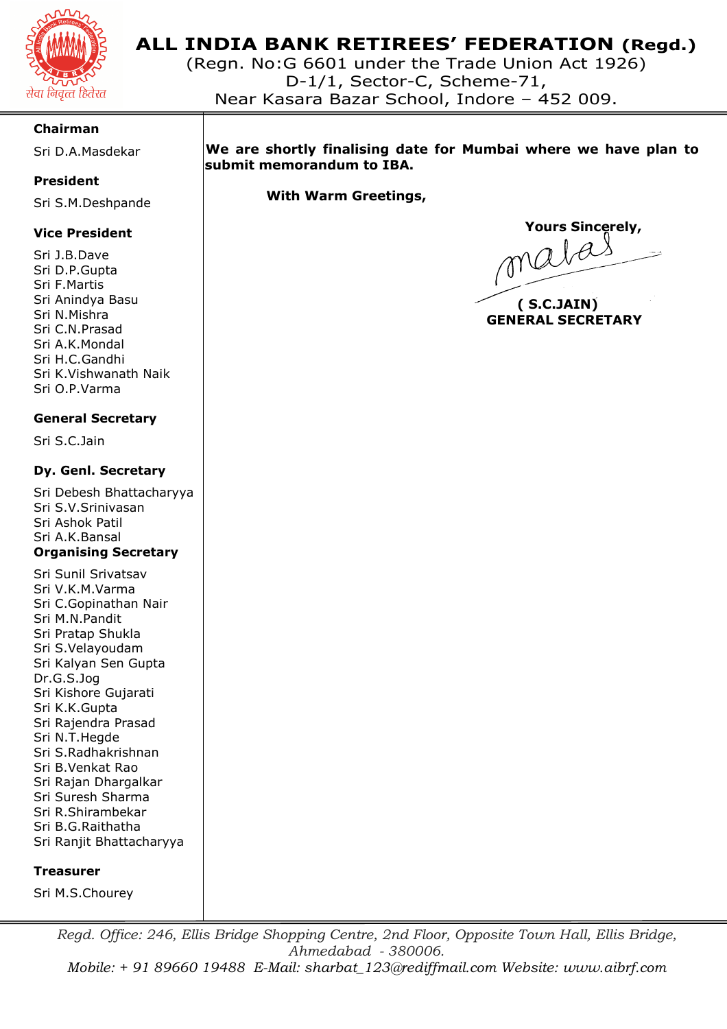# ALL INDIA BANK RETIREES' FEDERATION (Regd.)

(Regn. No:G 6601 under the Trade Union Act 1926)
D-1/1, Sector-C, Scheme-71,
Near Kasara Bazar School, Indore – 452 009.

**Chairman**

Sri D.A.Masdekar

**President**

Sri S.M.Deshpande

**Vice President**

Sri J.B.Dave
Sri D.P.Gupta
Sri F.Martis
Sri Anindya Basu
Sri N.Mishra
Sri C.N.Prasad
Sri A.K.Mondal
Sri H.C.Gandhi
Sri K.Vishwanath Naik
Sri O.P.Varma

**General Secretary**

Sri S.C.Jain

**Dy. Genl. Secretary**

Sri Debesh Bhattacharyya
Sri S.V.Srinivasan
Sri Ashok Patil
Sri A.K.Bansal

**Organising Secretary**

Sri Sunil Srivatsav
Sri V.K.M.Varma
Sri C.Gopinathan Nair
Sri M.N.Pandit
Sri Pratap Shukla
Sri S.Velayoudam
Sri Kalyan Sen Gupta
Dr.G.S.Jog
Sri Kishore Gujarati
Sri K.K.Gupta
Sri Rajendra Prasad
Sri N.T.Hegde
Sri S.Radhakrishnan
Sri B.Venkat Rao
Sri Rajan Dhargalkar
Sri Suresh Sharma
Sri R.Shirambekar
Sri B.G.Raithatha
Sri Ranjit Bhattacharyya

**Treasurer**

Sri M.S.Chourey

**We are shortly finalising date for Mumbai where we have plan to submit memorandum to IBA.**

**With Warm Greetings,**

**Yours Sincerely,**

**( S.C.JAIN)**
**GENERAL SECRETARY**

*Regd. Office: 246, Ellis Bridge Shopping Centre, 2nd Floor, Opposite Town Hall, Ellis Bridge, Ahmedabad - 380006.*
*Mobile: + 91 89660 19488 E-Mail: sharbat_123@rediffmail.com Website: www.aibrf.com*